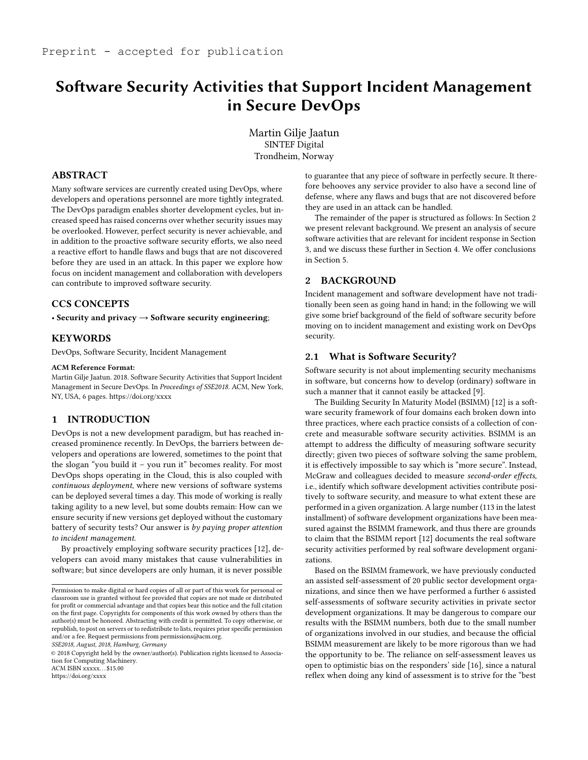Preprint - accepted for publication

# Software Security Activities that Support Incident Management in Secure DevOps

Martin Gilje Jaatun
SINTEF Digital
Trondheim, Norway

## ABSTRACT

Many software services are currently created using DevOps, where developers and operations personnel are more tightly integrated. The DevOps paradigm enables shorter development cycles, but increased speed has raised concerns over whether security issues may be overlooked. However, perfect security is never achievable, and in addition to the proactive software security efforts, we also need a reactive effort to handle flaws and bugs that are not discovered before they are used in an attack. In this paper we explore how focus on incident management and collaboration with developers can contribute to improved software security.

## CCS CONCEPTS

• **Security and privacy → Software security engineering**;

## KEYWORDS

DevOps, Software Security, Incident Management

**ACM Reference Format:**
Martin Gilje Jaatun. 2018. Software Security Activities that Support Incident Management in Secure DevOps. In *Proceedings of SSE2018*. ACM, New York, NY, USA, 6 pages. https://doi.org/xxxx

## 1 INTRODUCTION

DevOps is not a new development paradigm, but has reached increased prominence recently. In DevOps, the barriers between developers and operations are lowered, sometimes to the point that the slogan "you build it – you run it" becomes reality. For most DevOps shops operating in the Cloud, this is also coupled with *continuous deployment*, where new versions of software systems can be deployed several times a day. This mode of working is really taking agility to a new level, but some doubts remain: How can we ensure security if new versions get deployed without the customary battery of security tests? Our answer is *by paying proper attention to incident management.*

By proactively employing software security practices [12], developers can avoid many mistakes that cause vulnerabilities in software; but since developers are only human, it is never possible to guarantee that any piece of software in perfectly secure. It therefore behooves any service provider to also have a second line of defense, where any flaws and bugs that are not discovered before they are used in an attack can be handled.

The remainder of the paper is structured as follows: In Section 2 we present relevant background. We present an analysis of secure software activities that are relevant for incident response in Section 3, and we discuss these further in Section 4. We offer conclusions in Section 5.

## 2 BACKGROUND

Incident management and software development have not traditionally been seen as going hand in hand; in the following we will give some brief background of the field of software security before moving on to incident management and existing work on DevOps security.

### 2.1 What is Software Security?

Software security is not about implementing security mechanisms in software, but concerns how to develop (ordinary) software in such a manner that it cannot easily be attacked [9].

The Building Security In Maturity Model (BSIMM) [12] is a software security framework of four domains each broken down into three practices, where each practice consists of a collection of concrete and measurable software security activities. BSIMM is an attempt to address the difficulty of measuring software security directly; given two pieces of software solving the same problem, it is effectively impossible to say which is "more secure". Instead, McGraw and colleagues decided to measure *second-order effects*, i.e., identify which software development activities contribute positively to software security, and measure to what extent these are performed in a given organization. A large number (113 in the latest installment) of software development organizations have been measured against the BSIMM framework, and thus there are grounds to claim that the BSIMM report [12] documents the real software security activities performed by real software development organizations.

Based on the BSIMM framework, we have previously conducted an assisted self-assessment of 20 public sector development organizations, and since then we have performed a further 6 assisted self-assessments of software security activities in private sector development organizations. It may be dangerous to compare our results with the BSIMM numbers, both due to the small number of organizations involved in our studies, and because the official BSIMM measurement are likely to be more rigorous than we had the opportunity to be. The reliance on self-assessment leaves us open to optimistic bias on the responders' side [16], since a natural reflex when doing any kind of assessment is to strive for the "best

Permission to make digital or hard copies of all or part of this work for personal or classroom use is granted without fee provided that copies are not made or distributed for profit or commercial advantage and that copies bear this notice and the full citation on the first page. Copyrights for components of this work owned by others than the author(s) must be honored. Abstracting with credit is permitted. To copy otherwise, or republish, to post on servers or to redistribute to lists, requires prior specific permission and/or a fee. Request permissions from permissions@acm.org.
*SSE2018, August, 2018, Hamburg, Germany*
© 2018 Copyright held by the owner/author(s). Publication rights licensed to Association for Computing Machinery.
ACM ISBN xxxxx…$15.00
https://doi.org/xxxx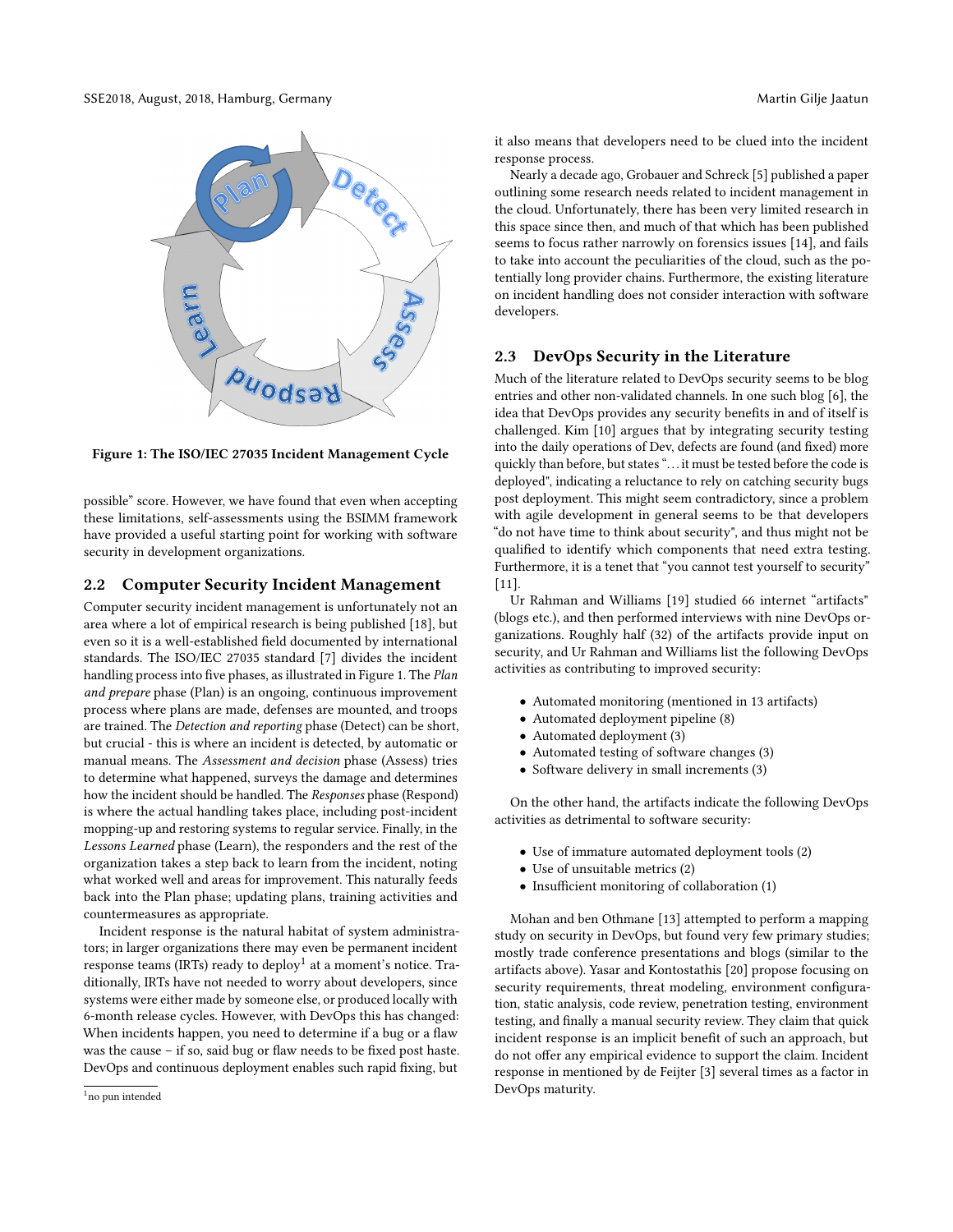Figure 1: The ISO/IEC 27035 Incident Management Cycle

possible" score. However, we have found that even when accepting these limitations, self-assessments using the BSIMM framework have provided a useful starting point for working with software security in development organizations.

## 2.2 Computer Security Incident Management

Computer security incident management is unfortunately not an area where a lot of empirical research is being published [18], but even so it is a well-established field documented by international standards. The ISO/IEC 27035 standard [7] divides the incident handling process into five phases, as illustrated in Figure 1. The *Plan and prepare* phase (Plan) is an ongoing, continuous improvement process where plans are made, defenses are mounted, and troops are trained. The *Detection and reporting* phase (Detect) can be short, but crucial - this is where an incident is detected, by automatic or manual means. The *Assessment and decision* phase (Assess) tries to determine what happened, surveys the damage and determines how the incident should be handled. The *Responses* phase (Respond) is where the actual handling takes place, including post-incident mopping-up and restoring systems to regular service. Finally, in the *Lessons Learned* phase (Learn), the responders and the rest of the organization takes a step back to learn from the incident, noting what worked well and areas for improvement. This naturally feeds back into the Plan phase; updating plans, training activities and countermeasures as appropriate.

Incident response is the natural habitat of system administrators; in larger organizations there may even be permanent incident response teams (IRTs) ready to deploy[1] at a moment's notice. Traditionally, IRTs have not needed to worry about developers, since systems were either made by someone else, or produced locally with 6-month release cycles. However, with DevOps this has changed: When incidents happen, you need to determine if a bug or a flaw was the cause – if so, said bug or flaw needs to be fixed post haste. DevOps and continuous deployment enables such rapid fixing, but it also means that developers need to be clued into the incident response process.

Nearly a decade ago, Grobauer and Schreck [5] published a paper outlining some research needs related to incident management in the cloud. Unfortunately, there has been very limited research in this space since then, and much of that which has been published seems to focus rather narrowly on forensics issues [14], and fails to take into account the peculiarities of the cloud, such as the potentially long provider chains. Furthermore, the existing literature on incident handling does not consider interaction with software developers.

[1] no pun intended

## 2.3 DevOps Security in the Literature

Much of the literature related to DevOps security seems to be blog entries and other non-validated channels. In one such blog [6], the idea that DevOps provides any security benefits in and of itself is challenged. Kim [10] argues that by integrating security testing into the daily operations of Dev, defects are found (and fixed) more quickly than before, but states "... it must be tested before the code is deployed", indicating a reluctance to rely on catching security bugs post deployment. This might seem contradictory, since a problem with agile development in general seems to be that developers "do not have time to think about security", and thus might not be qualified to identify which components that need extra testing. Furthermore, it is a tenet that "you cannot test yourself to security" [11].

Ur Rahman and Williams [19] studied 66 internet "artifacts" (blogs etc.), and then performed interviews with nine DevOps organizations. Roughly half (32) of the artifacts provide input on security, and Ur Rahman and Williams list the following DevOps activities as contributing to improved security:

- Automated monitoring (mentioned in 13 artifacts)
- Automated deployment pipeline (8)
- Automated deployment (3)
- Automated testing of software changes (3)
- Software delivery in small increments (3)

On the other hand, the artifacts indicate the following DevOps activities as detrimental to software security:

- Use of immature automated deployment tools (2)
- Use of unsuitable metrics (2)
- Insufficient monitoring of collaboration (1)

Mohan and ben Othmane [13] attempted to perform a mapping study on security in DevOps, but found very few primary studies; mostly trade conference presentations and blogs (similar to the artifacts above). Yasar and Kontostathis [20] propose focusing on security requirements, threat modeling, environment configuration, static analysis, code review, penetration testing, environment testing, and finally a manual security review. They claim that quick incident response is an implicit benefit of such an approach, but do not offer any empirical evidence to support the claim. Incident response in mentioned by de Feijter [3] several times as a factor in DevOps maturity.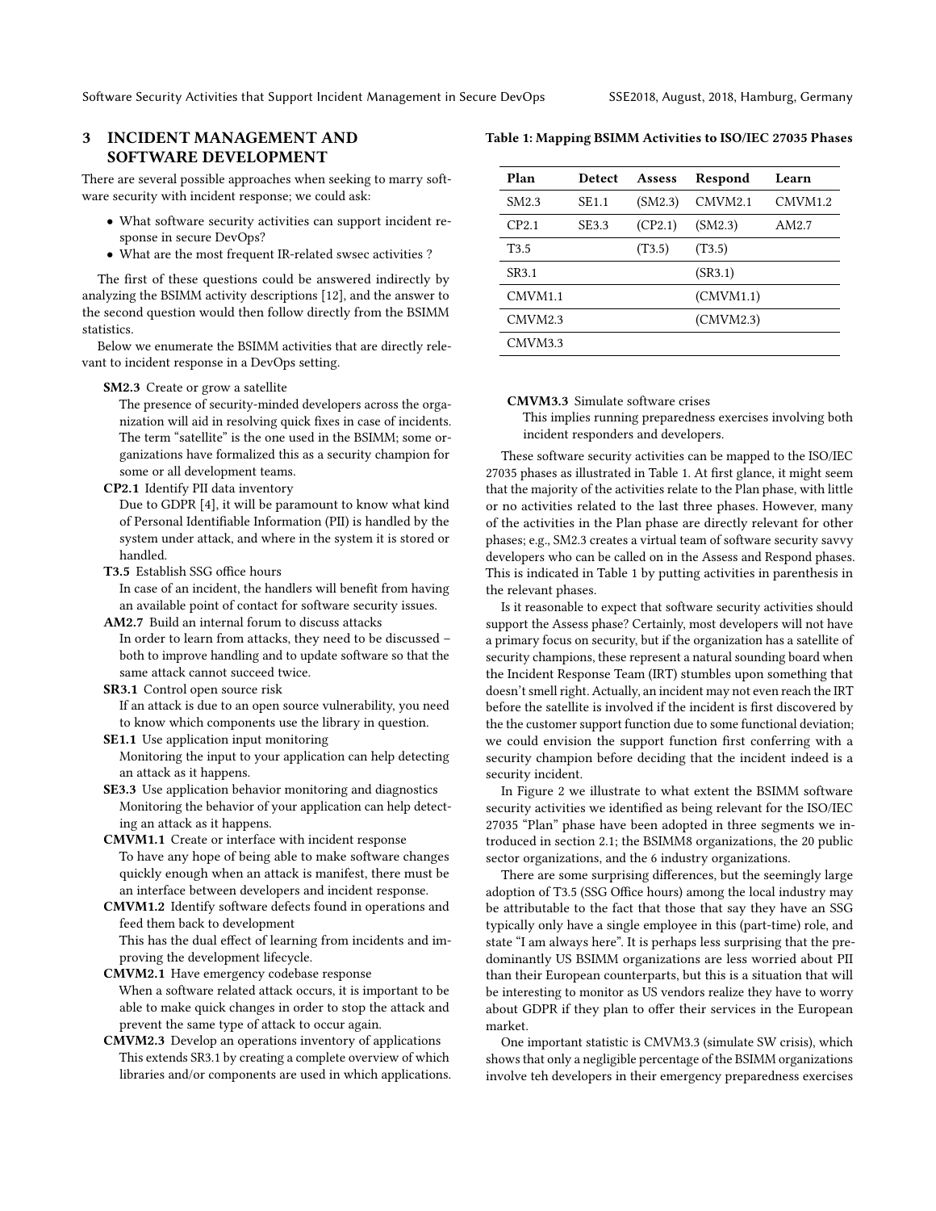## 3 INCIDENT MANAGEMENT AND SOFTWARE DEVELOPMENT

There are several possible approaches when seeking to marry software security with incident response; we could ask:

- What software security activities can support incident response in secure DevOps?
- What are the most frequent IR-related swsec activities ?

The first of these questions could be answered indirectly by analyzing the BSIMM activity descriptions [12], and the answer to the second question would then follow directly from the BSIMM statistics.

Below we enumerate the BSIMM activities that are directly relevant to incident response in a DevOps setting.

**SM2.3** Create or grow a satellite
The presence of security-minded developers across the organization will aid in resolving quick fixes in case of incidents. The term "satellite" is the one used in the BSIMM; some organizations have formalized this as a security champion for some or all development teams.

**CP2.1** Identify PII data inventory
Due to GDPR [4], it will be paramount to know what kind of Personal Identifiable Information (PII) is handled by the system under attack, and where in the system it is stored or handled.

**T3.5** Establish SSG office hours
In case of an incident, the handlers will benefit from having an available point of contact for software security issues.

**AM2.7** Build an internal forum to discuss attacks
In order to learn from attacks, they need to be discussed – both to improve handling and to update software so that the same attack cannot succeed twice.

**SR3.1** Control open source risk
If an attack is due to an open source vulnerability, you need to know which components use the library in question.

**SE1.1** Use application input monitoring
Monitoring the input to your application can help detecting an attack as it happens.

**SE3.3** Use application behavior monitoring and diagnostics
Monitoring the behavior of your application can help detecting an attack as it happens.

**CMVM1.1** Create or interface with incident response
To have any hope of being able to make software changes quickly enough when an attack is manifest, there must be an interface between developers and incident response.

**CMVM1.2** Identify software defects found in operations and feed them back to development
This has the dual effect of learning from incidents and improving the development lifecycle.

**CMVM2.1** Have emergency codebase response
When a software related attack occurs, it is important to be able to make quick changes in order to stop the attack and prevent the same type of attack to occur again.

**CMVM2.3** Develop an operations inventory of applications
This extends SR3.1 by creating a complete overview of which libraries and/or components are used in which applications.

**Table 1: Mapping BSIMM Activities to ISO/IEC 27035 Phases**

| Plan | Detect | Assess | Respond | Learn |
|---|---|---|---|---|
| SM2.3 | SE1.1 | (SM2.3) | CMVM2.1 | CMVM1.2 |
| CP2.1 | SE3.3 | (CP2.1) | (SM2.3) | AM2.7 |
| T3.5 | | (T3.5) | (T3.5) | |
| SR3.1 | | | (SR3.1) | |
| CMVM1.1 | | | (CMVM1.1) | |
| CMVM2.3 | | | (CMVM2.3) | |
| CMVM3.3 | | | | |

**CMVM3.3** Simulate software crises
This implies running preparedness exercises involving both incident responders and developers.

These software security activities can be mapped to the ISO/IEC 27035 phases as illustrated in Table 1. At first glance, it might seem that the majority of the activities relate to the Plan phase, with little or no activities related to the last three phases. However, many of the activities in the Plan phase are directly relevant for other phases; e.g., SM2.3 creates a virtual team of software security savvy developers who can be called on in the Assess and Respond phases. This is indicated in Table 1 by putting activities in parenthesis in the relevant phases.

Is it reasonable to expect that software security activities should support the Assess phase? Certainly, most developers will not have a primary focus on security, but if the organization has a satellite of security champions, these represent a natural sounding board when the Incident Response Team (IRT) stumbles upon something that doesn't smell right. Actually, an incident may not even reach the IRT before the satellite is involved if the incident is first discovered by the the customer support function due to some functional deviation; we could envision the support function first conferring with a security champion before deciding that the incident indeed is a security incident.

In Figure 2 we illustrate to what extent the BSIMM software security activities we identified as being relevant for the ISO/IEC 27035 "Plan" phase have been adopted in three segments we introduced in section 2.1; the BSIMM8 organizations, the 20 public sector organizations, and the 6 industry organizations.

There are some surprising differences, but the seemingly large adoption of T3.5 (SSG Office hours) among the local industry may be attributable to the fact that those that say they have an SSG typically only have a single employee in this (part-time) role, and state "I am always here". It is perhaps less surprising that the predominantly US BSIMM organizations are less worried about PII than their European counterparts, but this is a situation that will be interesting to monitor as US vendors realize they have to worry about GDPR if they plan to offer their services in the European market.

One important statistic is CMVM3.3 (simulate SW crisis), which shows that only a negligible percentage of the BSIMM organizations involve teh developers in their emergency preparedness exercises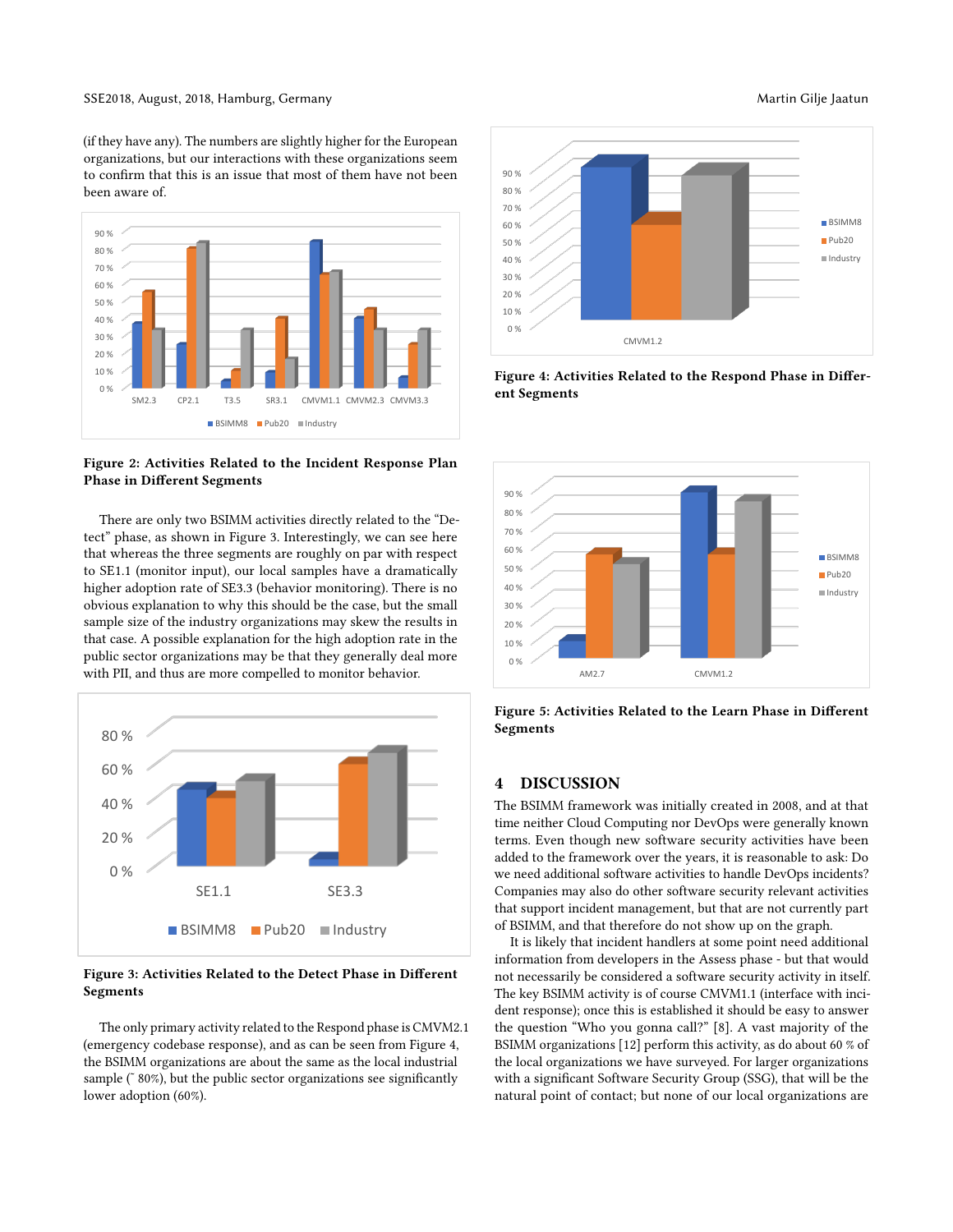(if they have any). The numbers are slightly higher for the European organizations, but our interactions with these organizations seem to confirm that this is an issue that most of them have not been aware of.

**Figure 2: Activities Related to the Incident Response Plan Phase in Different Segments**

There are only two BSIMM activities directly related to the "Detect" phase, as shown in Figure 3. Interestingly, we can see here that whereas the three segments are roughly on par with respect to SE1.1 (monitor input), our local samples have a dramatically higher adoption rate of SE3.3 (behavior monitoring). There is no obvious explanation to why this should be the case, but the small sample size of the industry organizations may skew the results in that case. A possible explanation for the high adoption rate in the public sector organizations may be that they generally deal more with PII, and thus are more compelled to monitor behavior.

**Figure 3: Activities Related to the Detect Phase in Different Segments**

The only primary activity related to the Respond phase is CMVM2.1 (emergency codebase response), and as can be seen from Figure 4, the BSIMM organizations are about the same as the local industrial sample (˜ 80%), but the public sector organizations see significantly lower adoption (60%).

**Figure 4: Activities Related to the Respond Phase in Different Segments**

**Figure 5: Activities Related to the Learn Phase in Different Segments**

## 4 DISCUSSION

The BSIMM framework was initially created in 2008, and at that time neither Cloud Computing nor DevOps were generally known terms. Even though new software security activities have been added to the framework over the years, it is reasonable to ask: Do we need additional software activities to handle DevOps incidents? Companies may also do other software security relevant activities that support incident management, but that are not currently part of BSIMM, and that therefore do not show up on the graph.

It is likely that incident handlers at some point need additional information from developers in the Assess phase - but that would not necessarily be considered a software security activity in itself. The key BSIMM activity is of course CMVM1.1 (interface with incident response); once this is established it should be easy to answer the question "Who you gonna call?" [8]. A vast majority of the BSIMM organizations [12] perform this activity, as do about 60 % of the local organizations we have surveyed. For larger organizations with a significant Software Security Group (SSG), that will be the natural point of contact; but none of our local organizations are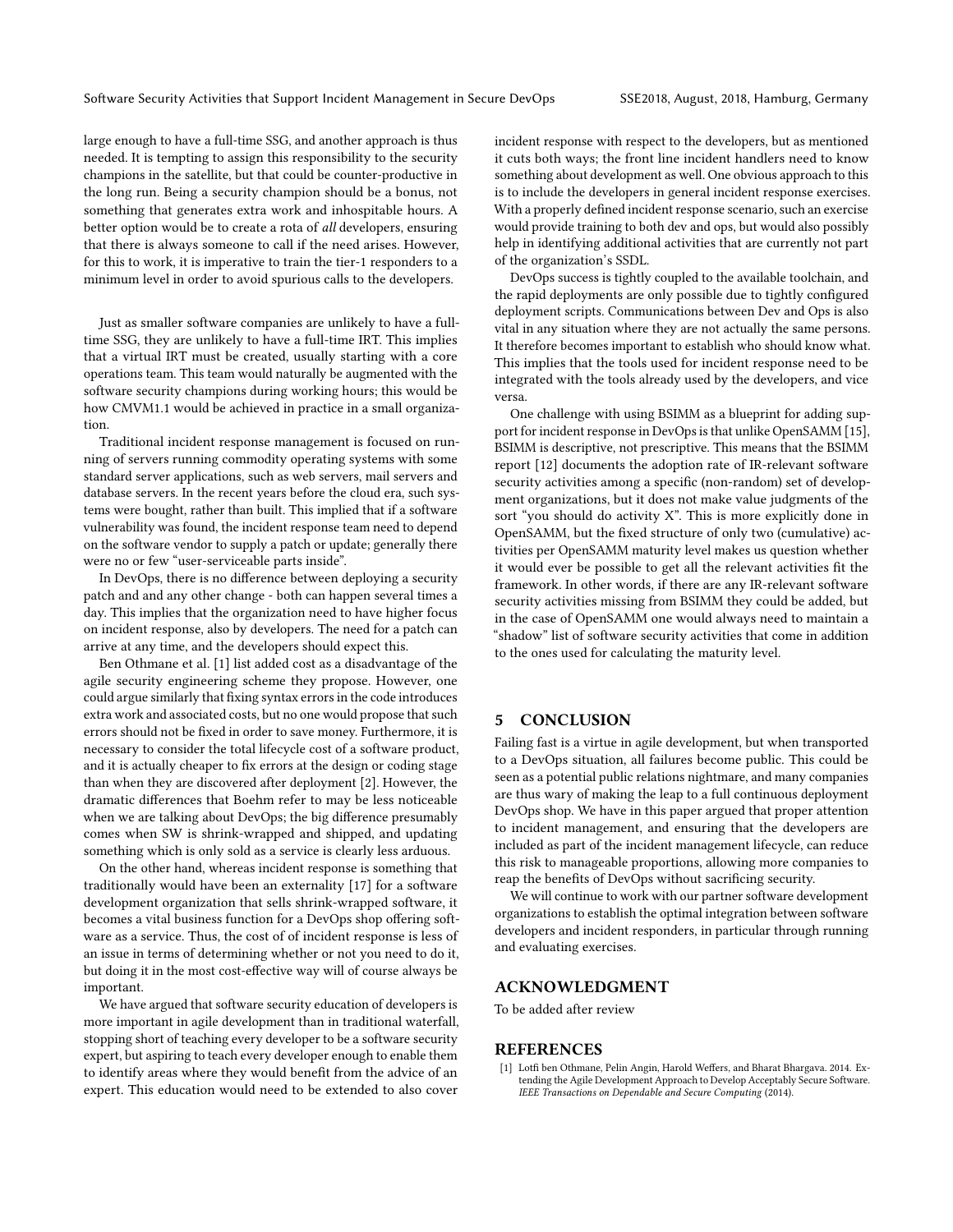large enough to have a full-time SSG, and another approach is thus needed. It is tempting to assign this responsibility to the security champions in the satellite, but that could be counter-productive in the long run. Being a security champion should be a bonus, not something that generates extra work and inhospitable hours. A better option would be to create a rota of *all* developers, ensuring that there is always someone to call if the need arises. However, for this to work, it is imperative to train the tier-1 responders to a minimum level in order to avoid spurious calls to the developers.

Just as smaller software companies are unlikely to have a full-time SSG, they are unlikely to have a full-time IRT. This implies that a virtual IRT must be created, usually starting with a core operations team. This team would naturally be augmented with the software security champions during working hours; this would be how CMVM1.1 would be achieved in practice in a small organization.

Traditional incident response management is focused on running of servers running commodity operating systems with some standard server applications, such as web servers, mail servers and database servers. In the recent years before the cloud era, such systems were bought, rather than built. This implied that if a software vulnerability was found, the incident response team need to depend on the software vendor to supply a patch or update; generally there were no or few "user-serviceable parts inside".

In DevOps, there is no difference between deploying a security patch and and any other change - both can happen several times a day. This implies that the organization need to have higher focus on incident response, also by developers. The need for a patch can arrive at any time, and the developers should expect this.

Ben Othmane et al. [1] list added cost as a disadvantage of the agile security engineering scheme they propose. However, one could argue similarly that fixing syntax errors in the code introduces extra work and associated costs, but no one would propose that such errors should not be fixed in order to save money. Furthermore, it is necessary to consider the total lifecycle cost of a software product, and it is actually cheaper to fix errors at the design or coding stage than when they are discovered after deployment [2]. However, the dramatic differences that Boehm refer to may be less noticeable when we are talking about DevOps; the big difference presumably comes when SW is shrink-wrapped and shipped, and updating something which is only sold as a service is clearly less arduous.

On the other hand, whereas incident response is something that traditionally would have been an externality [17] for a software development organization that sells shrink-wrapped software, it becomes a vital business function for a DevOps shop offering software as a service. Thus, the cost of of incident response is less of an issue in terms of determining whether or not you need to do it, but doing it in the most cost-effective way will of course always be important.

We have argued that software security education of developers is more important in agile development than in traditional waterfall, stopping short of teaching every developer to be a software security expert, but aspiring to teach every developer enough to enable them to identify areas where they would benefit from the advice of an expert. This education would need to be extended to also cover incident response with respect to the developers, but as mentioned it cuts both ways; the front line incident handlers need to know something about development as well. One obvious approach to this is to include the developers in general incident response exercises. With a properly defined incident response scenario, such an exercise would provide training to both dev and ops, but would also possibly help in identifying additional activities that are currently not part of the organization's SSDL.

DevOps success is tightly coupled to the available toolchain, and the rapid deployments are only possible due to tightly configured deployment scripts. Communications between Dev and Ops is also vital in any situation where they are not actually the same persons. It therefore becomes important to establish who should know what. This implies that the tools used for incident response need to be integrated with the tools already used by the developers, and vice versa.

One challenge with using BSIMM as a blueprint for adding support for incident response in DevOps is that unlike OpenSAMM [15], BSIMM is descriptive, not prescriptive. This means that the BSIMM report [12] documents the adoption rate of IR-relevant software security activities among a specific (non-random) set of development organizations, but it does not make value judgments of the sort "you should do activity X". This is more explicitly done in OpenSAMM, but the fixed structure of only two (cumulative) activities per OpenSAMM maturity level makes us question whether it would ever be possible to get all the relevant activities fit the framework. In other words, if there are any IR-relevant software security activities missing from BSIMM they could be added, but in the case of OpenSAMM one would always need to maintain a "shadow" list of software security activities that come in addition to the ones used for calculating the maturity level.

## 5 CONCLUSION

Failing fast is a virtue in agile development, but when transported to a DevOps situation, all failures become public. This could be seen as a potential public relations nightmare, and many companies are thus wary of making the leap to a full continuous deployment DevOps shop. We have in this paper argued that proper attention to incident management, and ensuring that the developers are included as part of the incident management lifecycle, can reduce this risk to manageable proportions, allowing more companies to reap the benefits of DevOps without sacrificing security.

We will continue to work with our partner software development organizations to establish the optimal integration between software developers and incident responders, in particular through running and evaluating exercises.

## ACKNOWLEDGMENT

To be added after review

## REFERENCES

[1] Lotfi ben Othmane, Pelin Angin, Harold Weffers, and Bharat Bhargava. 2014. Extending the Agile Development Approach to Develop Acceptably Secure Software. *IEEE Transactions on Dependable and Secure Computing* (2014).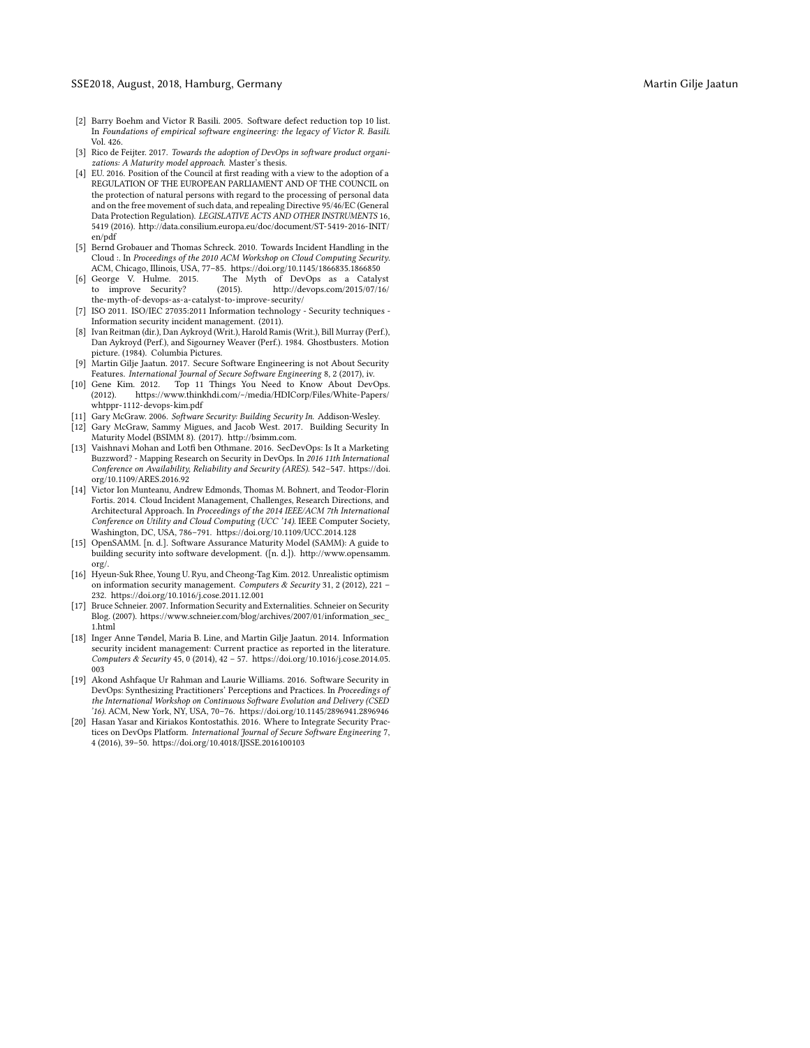[2] Barry Boehm and Victor R Basili. 2005. Software defect reduction top 10 list. In *Foundations of empirical software engineering: the legacy of Victor R. Basili*. Vol. 426.

[3] Rico de Feijter. 2017. *Towards the adoption of DevOps in software product organizations: A Maturity model approach*. Master's thesis.

[4] EU. 2016. Position of the Council at first reading with a view to the adoption of a REGULATION OF THE EUROPEAN PARLIAMENT AND OF THE COUNCIL on the protection of natural persons with regard to the processing of personal data and on the free movement of such data, and repealing Directive 95/46/EC (General Data Protection Regulation). *LEGISLATIVE ACTS AND OTHER INSTRUMENTS* 16, 5419 (2016). http://data.consilium.europa.eu/doc/document/ST-5419-2016-INIT/en/pdf

[5] Bernd Grobauer and Thomas Schreck. 2010. Towards Incident Handling in the Cloud :. In *Proceedings of the 2010 ACM Workshop on Cloud Computing Security*. ACM, Chicago, Illinois, USA, 77–85. https://doi.org/10.1145/1866835.1866850

[6] George V. Hulme. 2015. The Myth of DevOps as a Catalyst to improve Security? (2015). http://devops.com/2015/07/16/the-myth-of-devops-as-a-catalyst-to-improve-security/

[7] ISO 2011. ISO/IEC 27035:2011 Information technology - Security techniques - Information security incident management. (2011).

[8] Ivan Reitman (dir.), Dan Aykroyd (Writ.), Harold Ramis (Writ.), Bill Murray (Perf.), Dan Aykroyd (Perf.), and Sigourney Weaver (Perf.). 1984. Ghostbusters. Motion picture. (1984). Columbia Pictures.

[9] Martin Gilje Jaatun. 2017. Secure Software Engineering is not About Security Features. *International Journal of Secure Software Engineering* 8, 2 (2017), iv.

[10] Gene Kim. 2012. Top 11 Things You Need to Know About DevOps. (2012). https://www.thinkhdi.com/~/media/HDICorp/Files/White-Papers/whtppr-1112-devops-kim.pdf

[11] Gary McGraw. 2006. *Software Security: Building Security In*. Addison-Wesley.

[12] Gary McGraw, Sammy Migues, and Jacob West. 2017. Building Security In Maturity Model (BSIMM 8). (2017). http://bsimm.com.

[13] Vaishnavi Mohan and Lotfi ben Othmane. 2016. SecDevOps: Is It a Marketing Buzzword? - Mapping Research on Security in DevOps. In *2016 11th International Conference on Availability, Reliability and Security (ARES)*. 542–547. https://doi.org/10.1109/ARES.2016.92

[14] Victor Ion Munteanu, Andrew Edmonds, Thomas M. Bohnert, and Teodor-Florin Fortis. 2014. Cloud Incident Management, Challenges, Research Directions, and Architectural Approach. In *Proceedings of the 2014 IEEE/ACM 7th International Conference on Utility and Cloud Computing (UCC '14)*. IEEE Computer Society, Washington, DC, USA, 786–791. https://doi.org/10.1109/UCC.2014.128

[15] OpenSAMM. [n. d.]. Software Assurance Maturity Model (SAMM): A guide to building security into software development. ([n. d.]). http://www.opensamm.org/.

[16] Hyeun-Suk Rhee, Young U. Ryu, and Cheong-Tag Kim. 2012. Unrealistic optimism on information security management. *Computers & Security* 31, 2 (2012), 221 – 232. https://doi.org/10.1016/j.cose.2011.12.001

[17] Bruce Schneier. 2007. Information Security and Externalities. Schneier on Security Blog. (2007). https://www.schneier.com/blog/archives/2007/01/information_sec_1.html

[18] Inger Anne Tøndel, Maria B. Line, and Martin Gilje Jaatun. 2014. Information security incident management: Current practice as reported in the literature. *Computers & Security* 45, 0 (2014), 42 – 57. https://doi.org/10.1016/j.cose.2014.05.003

[19] Akond Ashfaque Ur Rahman and Laurie Williams. 2016. Software Security in DevOps: Synthesizing Practitioners' Perceptions and Practices. In *Proceedings of the International Workshop on Continuous Software Evolution and Delivery (CSED '16)*. ACM, New York, NY, USA, 70–76. https://doi.org/10.1145/2896941.2896946

[20] Hasan Yasar and Kiriakos Kontostathis. 2016. Where to Integrate Security Practices on DevOps Platform. *International Journal of Secure Software Engineering* 7, 4 (2016), 39–50. https://doi.org/10.4018/IJSSE.2016100103